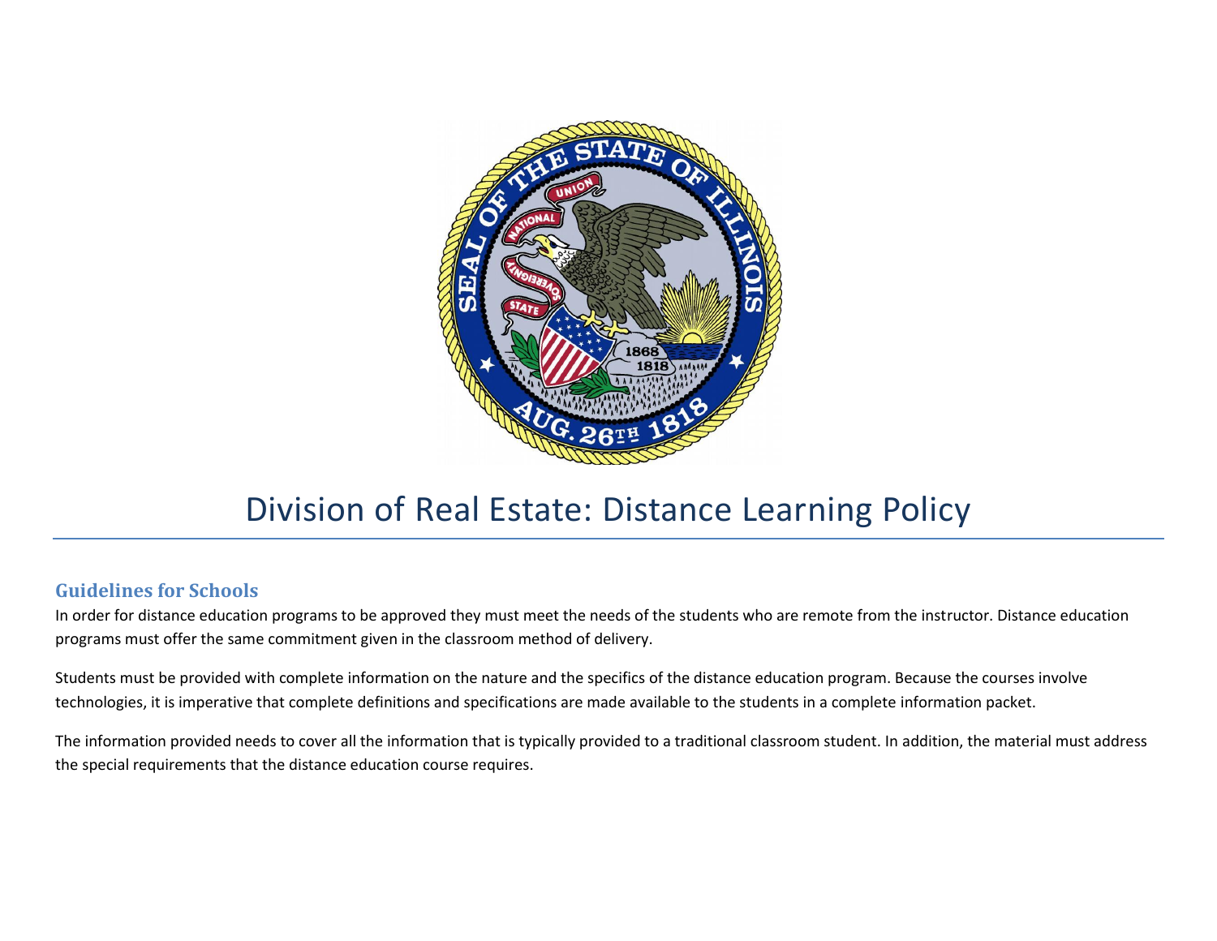# Division of Real Estate: Distance Learning Policy

## Guidelines for Schools

In order for distance education programs to be approved they must meet the needs of the students who are remote from the instructor. Distance education programs must offer the same commitment given in the classroom method of delivery.

Students must be provided with complete information on the nature and the specifics of the distance education program. Because the courses involve technologies, it is imperative that complete definitions and specifications are made available to the students in a complete information packet.

The information provided needs to cover all the information that is typically provided to a traditional classroom student. In addition, the material must address the special requirements that the distance education course requires.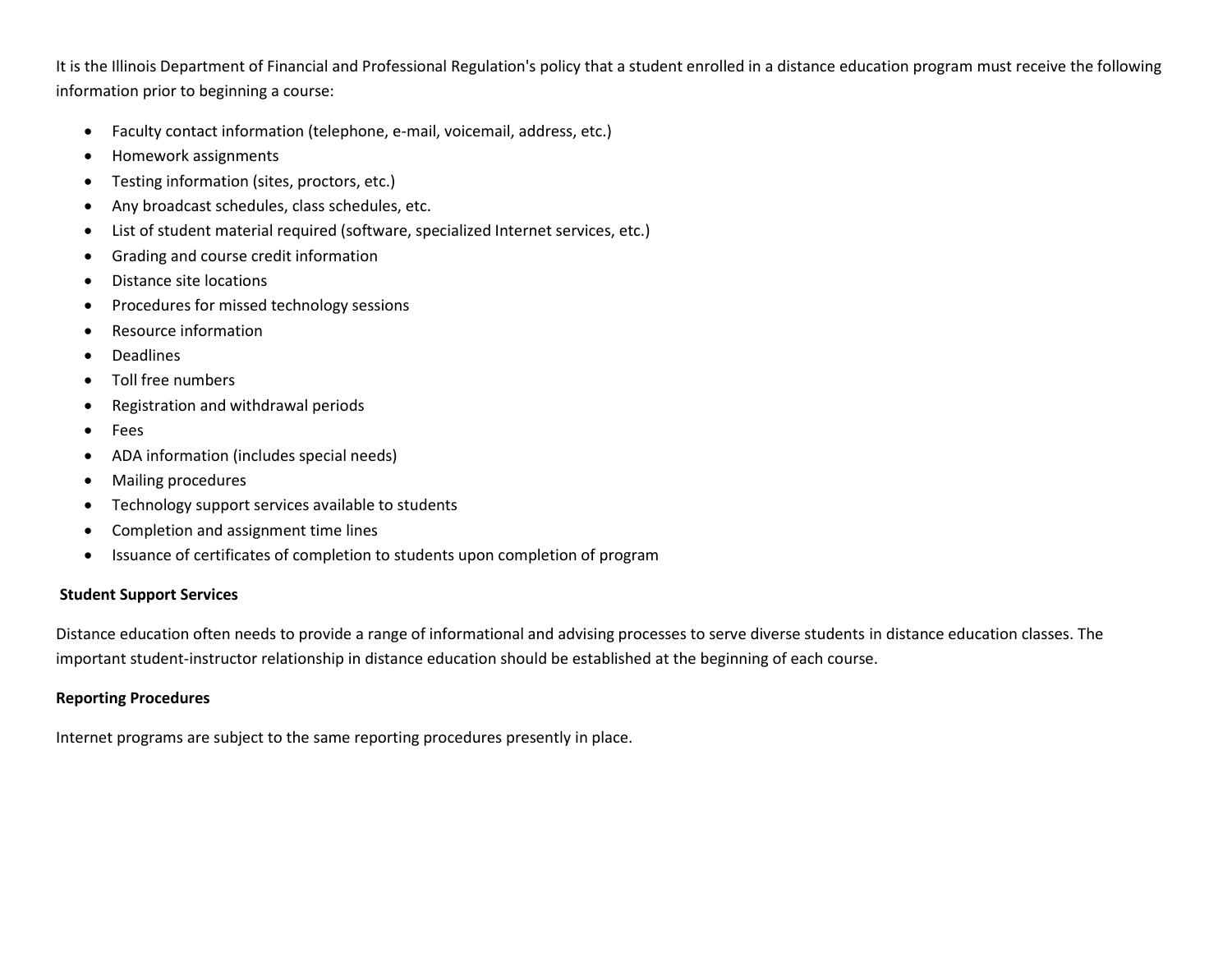It is the Illinois Department of Financial and Professional Regulation's policy that a student enrolled in a distance education program must receive the following information prior to beginning a course:

- Faculty contact information (telephone, e-mail, voicemail, address, etc.)
- Homework assignments
- Testing information (sites, proctors, etc.)
- Any broadcast schedules, class schedules, etc.
- List of student material required (software, specialized Internet services, etc.)
- Grading and course credit information
- Distance site locations
- Procedures for missed technology sessions
- Resource information
- Deadlines
- Toll free numbers
- Registration and withdrawal periods
- Fees
- ADA information (includes special needs)
- Mailing procedures
- Technology support services available to students
- Completion and assignment time lines
- Issuance of certificates of completion to students upon completion of program

**Student Support Services**

Distance education often needs to provide a range of informational and advising processes to serve diverse students in distance education classes. The important student-instructor relationship in distance education should be established at the beginning of each course.

**Reporting Procedures**

Internet programs are subject to the same reporting procedures presently in place.